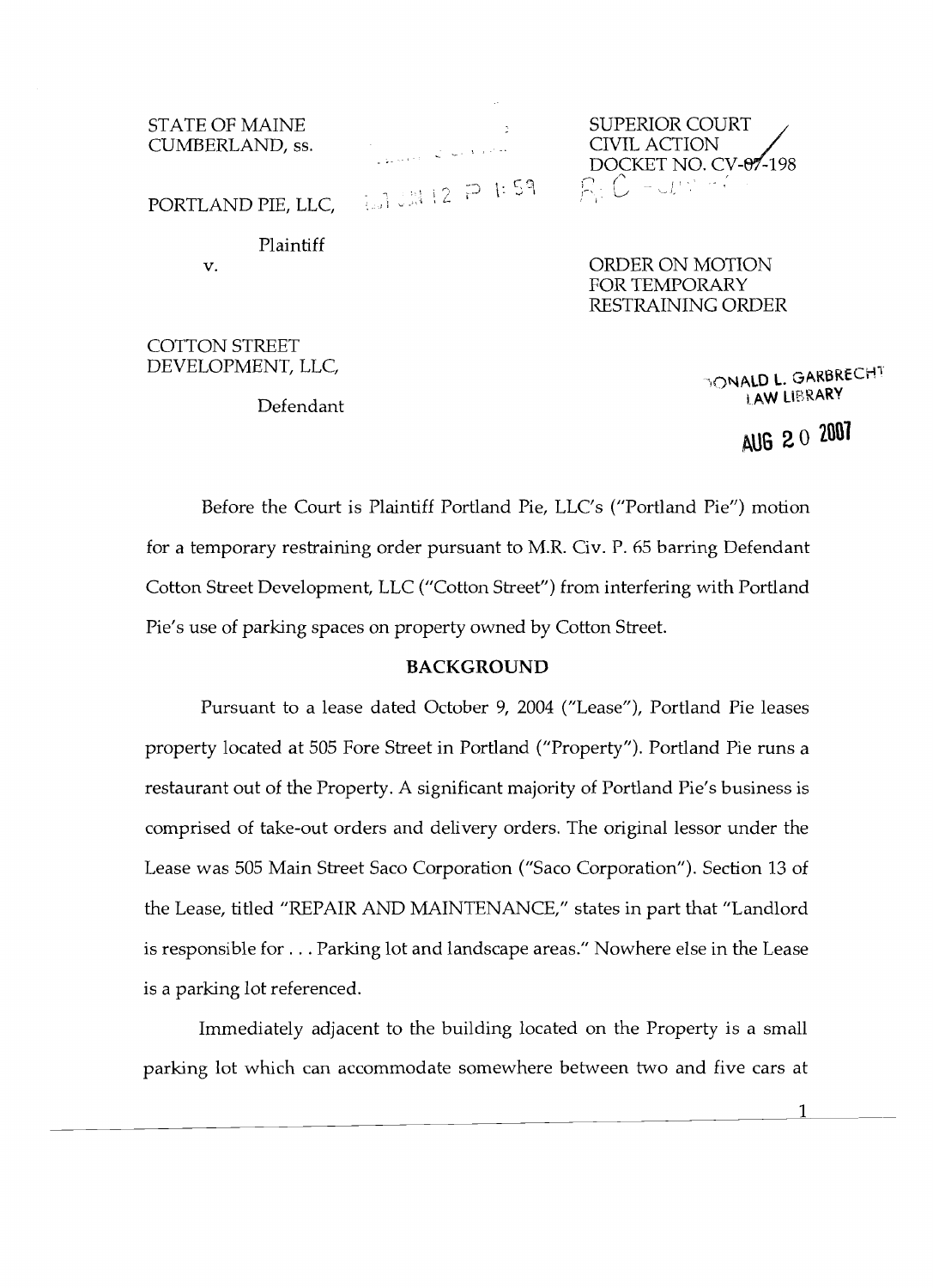STATE OF MAINE
CUMBERLAND, ss.

SUPERIOR COURT
CIVIL ACTION
DOCKET NO. CV-07-198

PORTLAND PIE, LLC,

Plaintiff

v.

ORDER ON MOTION FOR TEMPORARY RESTRAINING ORDER

COTTON STREET DEVELOPMENT, LLC,

Defendant

DONALD L. GARBRECHT
LAW LIBRARY

AUG 20 2007

Before the Court is Plaintiff Portland Pie, LLC's ("Portland Pie") motion for a temporary restraining order pursuant to M.R. Civ. P. 65 barring Defendant Cotton Street Development, LLC ("Cotton Street") from interfering with Portland Pie's use of parking spaces on property owned by Cotton Street.

## BACKGROUND

Pursuant to a lease dated October 9, 2004 ("Lease"), Portland Pie leases property located at 505 Fore Street in Portland ("Property"). Portland Pie runs a restaurant out of the Property. A significant majority of Portland Pie's business is comprised of take-out orders and delivery orders. The original lessor under the Lease was 505 Main Street Saco Corporation ("Saco Corporation"). Section 13 of the Lease, titled "REPAIR AND MAINTENANCE," states in part that "Landlord is responsible for . . . Parking lot and landscape areas." Nowhere else in the Lease is a parking lot referenced.

Immediately adjacent to the building located on the Property is a small parking lot which can accommodate somewhere between two and five cars at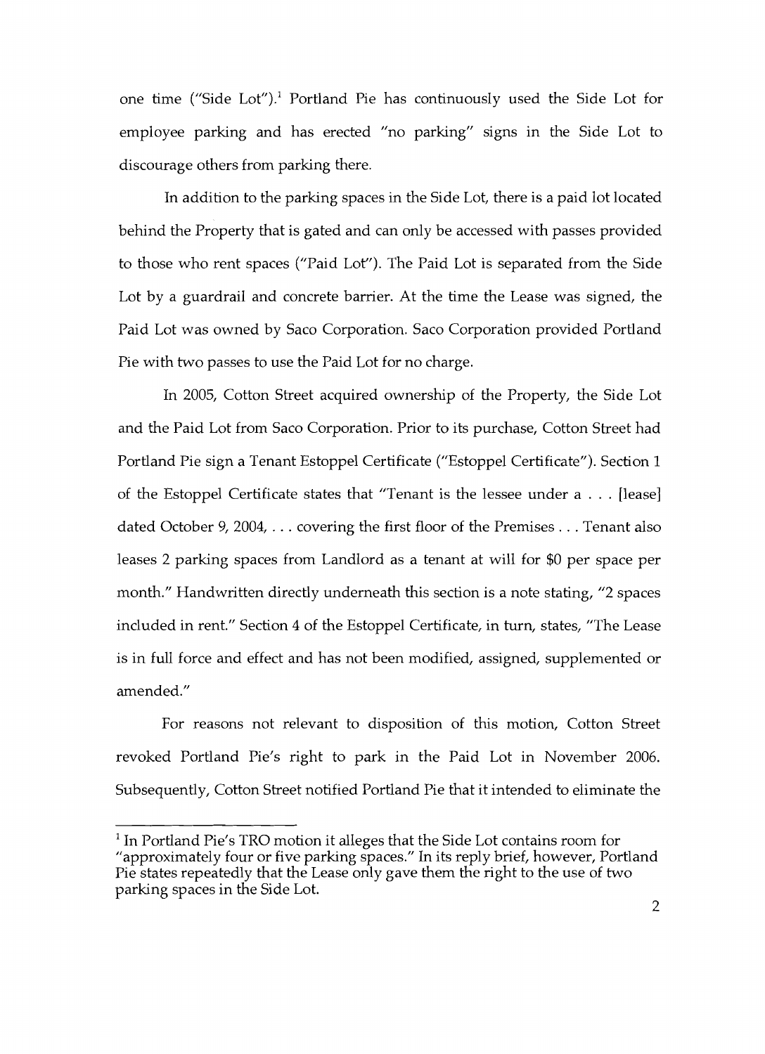one time ("Side Lot").[1] Portland Pie has continuously used the Side Lot for employee parking and has erected "no parking" signs in the Side Lot to discourage others from parking there.

In addition to the parking spaces in the Side Lot, there is a paid lot located behind the Property that is gated and can only be accessed with passes provided to those who rent spaces ("Paid Lot"). The Paid Lot is separated from the Side Lot by a guardrail and concrete barrier. At the time the Lease was signed, the Paid Lot was owned by Saco Corporation. Saco Corporation provided Portland Pie with two passes to use the Paid Lot for no charge.

In 2005, Cotton Street acquired ownership of the Property, the Side Lot and the Paid Lot from Saco Corporation. Prior to its purchase, Cotton Street had Portland Pie sign a Tenant Estoppel Certificate ("Estoppel Certificate"). Section 1 of the Estoppel Certificate states that "Tenant is the lessee under a . . . [lease] dated October 9, 2004, . . . covering the first floor of the Premises . . . Tenant also leases 2 parking spaces from Landlord as a tenant at will for $0 per space per month." Handwritten directly underneath this section is a note stating, "2 spaces included in rent." Section 4 of the Estoppel Certificate, in turn, states, "The Lease is in full force and effect and has not been modified, assigned, supplemented or amended."

For reasons not relevant to disposition of this motion, Cotton Street revoked Portland Pie's right to park in the Paid Lot in November 2006. Subsequently, Cotton Street notified Portland Pie that it intended to eliminate the

---

[1] In Portland Pie's TRO motion it alleges that the Side Lot contains room for "approximately four or five parking spaces." In its reply brief, however, Portland Pie states repeatedly that the Lease only gave them the right to the use of two parking spaces in the Side Lot.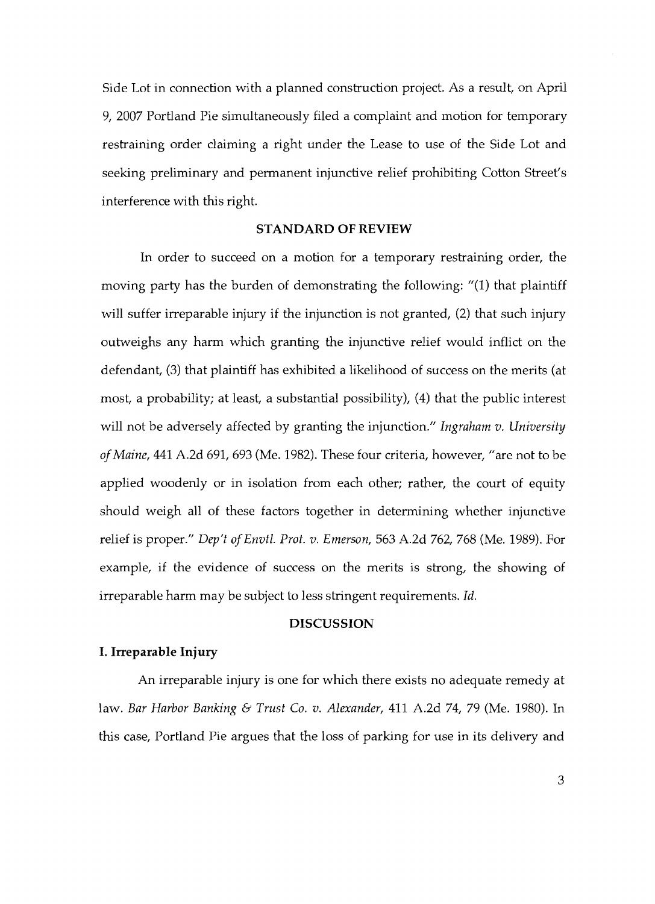Side Lot in connection with a planned construction project. As a result, on April 9, 2007 Portland Pie simultaneously filed a complaint and motion for temporary restraining order claiming a right under the Lease to use of the Side Lot and seeking preliminary and permanent injunctive relief prohibiting Cotton Street's interference with this right.

## STANDARD OF REVIEW

In order to succeed on a motion for a temporary restraining order, the moving party has the burden of demonstrating the following: "(1) that plaintiff will suffer irreparable injury if the injunction is not granted, (2) that such injury outweighs any harm which granting the injunctive relief would inflict on the defendant, (3) that plaintiff has exhibited a likelihood of success on the merits (at most, a probability; at least, a substantial possibility), (4) that the public interest will not be adversely affected by granting the injunction." *Ingraham v. University of Maine*, 441 A.2d 691, 693 (Me. 1982). These four criteria, however, "are not to be applied woodenly or in isolation from each other; rather, the court of equity should weigh all of these factors together in determining whether injunctive relief is proper." *Dep't of Envtl. Prot. v. Emerson*, 563 A.2d 762, 768 (Me. 1989). For example, if the evidence of success on the merits is strong, the showing of irreparable harm may be subject to less stringent requirements. *Id.*

## DISCUSSION

### I. Irreparable Injury

An irreparable injury is one for which there exists no adequate remedy at law. *Bar Harbor Banking & Trust Co. v. Alexander*, 411 A.2d 74, 79 (Me. 1980). In this case, Portland Pie argues that the loss of parking for use in its delivery and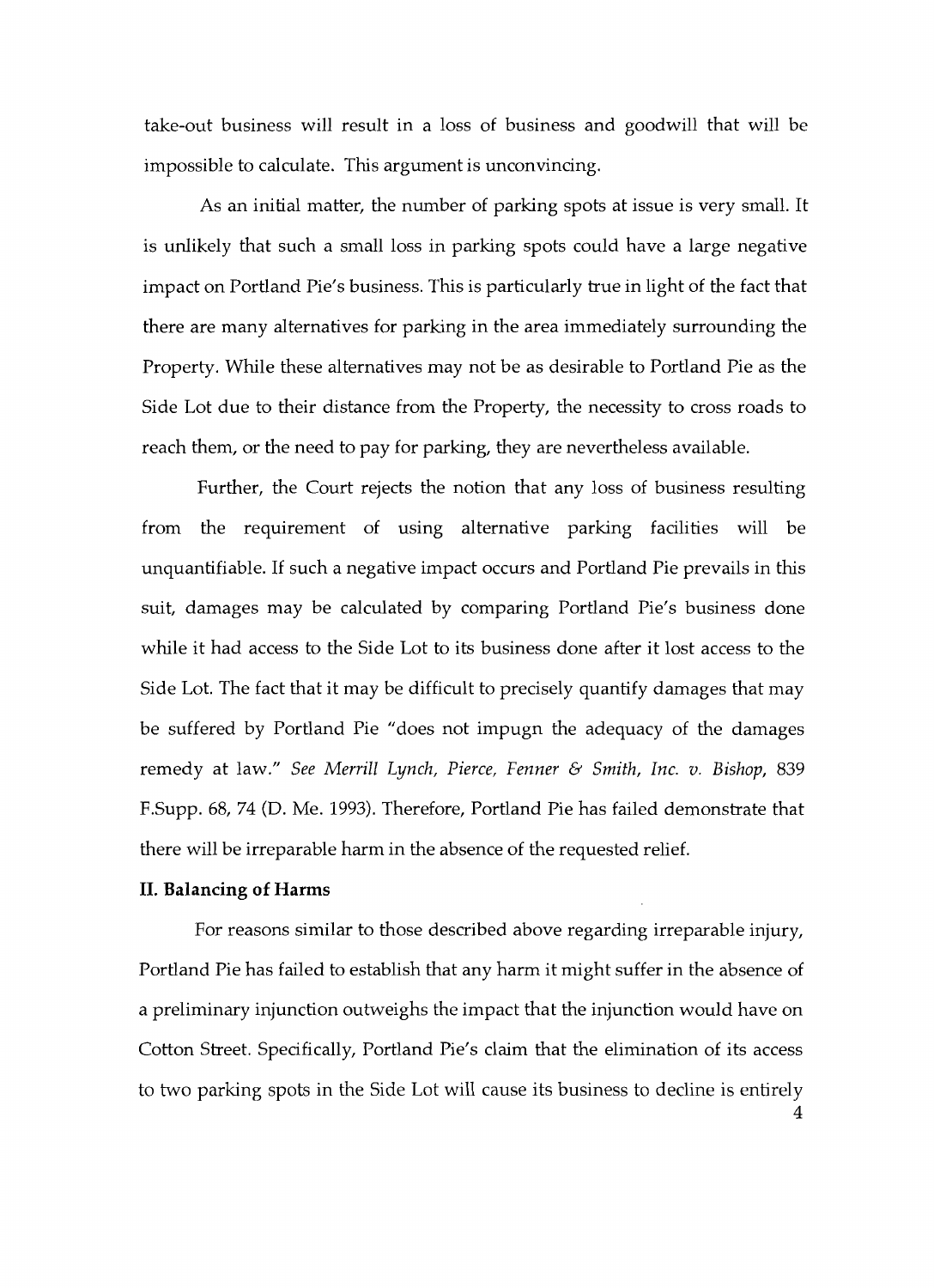take-out business will result in a loss of business and goodwill that will be impossible to calculate. This argument is unconvincing.

As an initial matter, the number of parking spots at issue is very small. It is unlikely that such a small loss in parking spots could have a large negative impact on Portland Pie's business. This is particularly true in light of the fact that there are many alternatives for parking in the area immediately surrounding the Property. While these alternatives may not be as desirable to Portland Pie as the Side Lot due to their distance from the Property, the necessity to cross roads to reach them, or the need to pay for parking, they are nevertheless available.

Further, the Court rejects the notion that any loss of business resulting from the requirement of using alternative parking facilities will be unquantifiable. If such a negative impact occurs and Portland Pie prevails in this suit, damages may be calculated by comparing Portland Pie's business done while it had access to the Side Lot to its business done after it lost access to the Side Lot. The fact that it may be difficult to precisely quantify damages that may be suffered by Portland Pie "does not impugn the adequacy of the damages remedy at law." *See Merrill Lynch, Pierce, Fenner & Smith, Inc. v. Bishop*, 839 F.Supp. 68, 74 (D. Me. 1993). Therefore, Portland Pie has failed demonstrate that there will be irreparable harm in the absence of the requested relief.

**II. Balancing of Harms**

For reasons similar to those described above regarding irreparable injury, Portland Pie has failed to establish that any harm it might suffer in the absence of a preliminary injunction outweighs the impact that the injunction would have on Cotton Street. Specifically, Portland Pie's claim that the elimination of its access to two parking spots in the Side Lot will cause its business to decline is entirely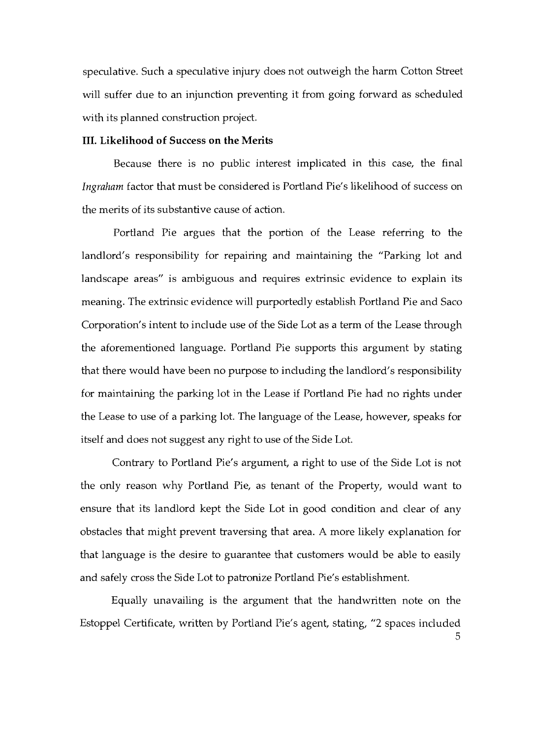speculative. Such a speculative injury does not outweigh the harm Cotton Street will suffer due to an injunction preventing it from going forward as scheduled with its planned construction project.

### III. Likelihood of Success on the Merits

Because there is no public interest implicated in this case, the final *Ingraham* factor that must be considered is Portland Pie's likelihood of success on the merits of its substantive cause of action.

Portland Pie argues that the portion of the Lease referring to the landlord's responsibility for repairing and maintaining the "Parking lot and landscape areas" is ambiguous and requires extrinsic evidence to explain its meaning. The extrinsic evidence will purportedly establish Portland Pie and Saco Corporation's intent to include use of the Side Lot as a term of the Lease through the aforementioned language. Portland Pie supports this argument by stating that there would have been no purpose to including the landlord's responsibility for maintaining the parking lot in the Lease if Portland Pie had no rights under the Lease to use of a parking lot. The language of the Lease, however, speaks for itself and does not suggest any right to use of the Side Lot.

Contrary to Portland Pie's argument, a right to use of the Side Lot is not the only reason why Portland Pie, as tenant of the Property, would want to ensure that its landlord kept the Side Lot in good condition and clear of any obstacles that might prevent traversing that area. A more likely explanation for that language is the desire to guarantee that customers would be able to easily and safely cross the Side Lot to patronize Portland Pie's establishment.

Equally unavailing is the argument that the handwritten note on the Estoppel Certificate, written by Portland Pie's agent, stating, "2 spaces included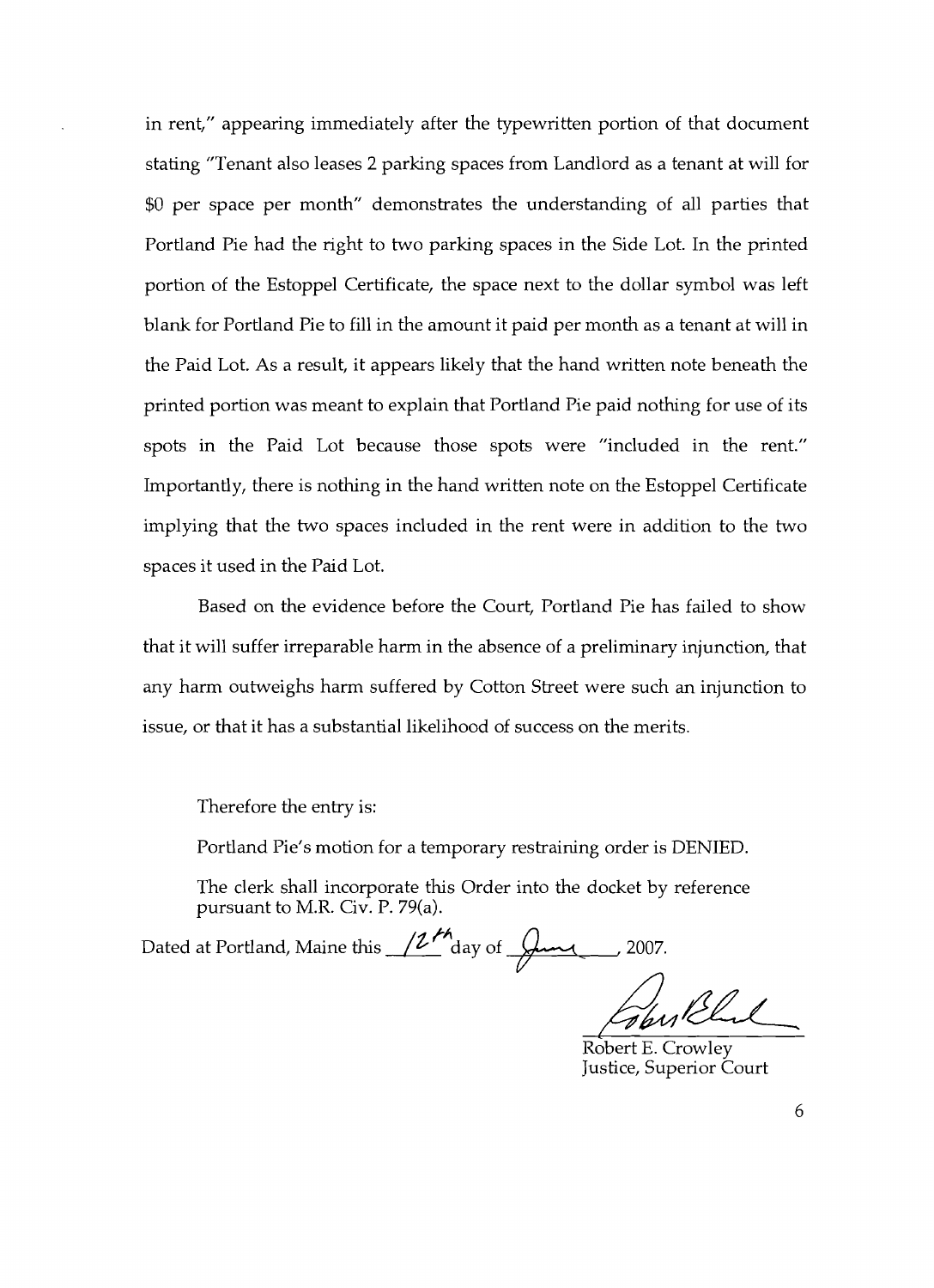in rent," appearing immediately after the typewritten portion of that document stating "Tenant also leases 2 parking spaces from Landlord as a tenant at will for $0 per space per month" demonstrates the understanding of all parties that Portland Pie had the right to two parking spaces in the Side Lot. In the printed portion of the Estoppel Certificate, the space next to the dollar symbol was left blank for Portland Pie to fill in the amount it paid per month as a tenant at will in the Paid Lot. As a result, it appears likely that the hand written note beneath the printed portion was meant to explain that Portland Pie paid nothing for use of its spots in the Paid Lot because those spots were "included in the rent." Importantly, there is nothing in the hand written note on the Estoppel Certificate implying that the two spaces included in the rent were in addition to the two spaces it used in the Paid Lot.

Based on the evidence before the Court, Portland Pie has failed to show that it will suffer irreparable harm in the absence of a preliminary injunction, that any harm outweighs harm suffered by Cotton Street were such an injunction to issue, or that it has a substantial likelihood of success on the merits.

Therefore the entry is:

Portland Pie's motion for a temporary restraining order is DENIED.

The clerk shall incorporate this Order into the docket by reference pursuant to M.R. Civ. P. 79(a).

Dated at Portland, Maine this 12th day of June, 2007.

Robert E. Crowley
Justice, Superior Court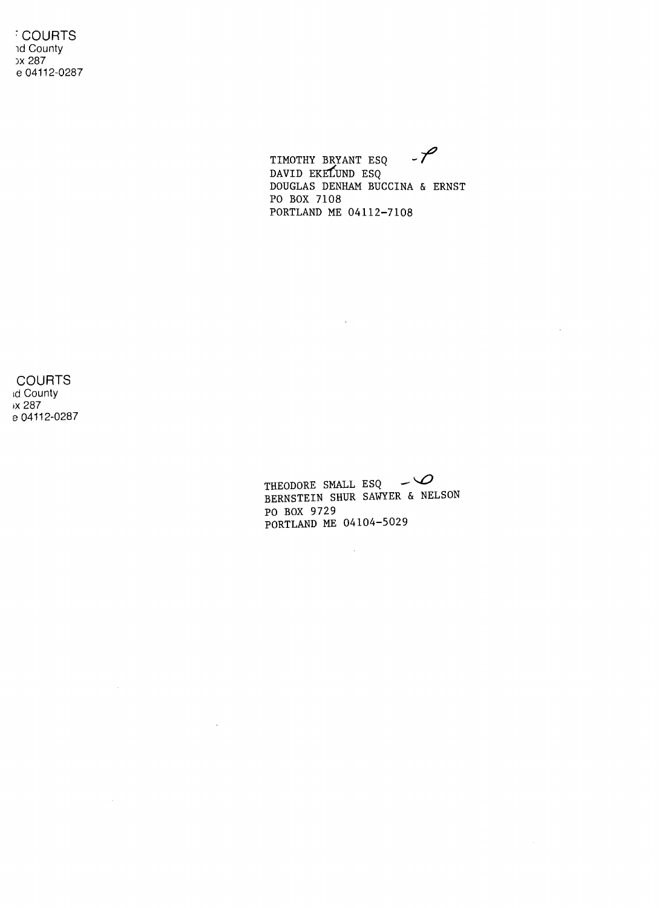: COURTS
nd County
ox 287
e 04112-0287

TIMOTHY BRYANT ESQ -P
DAVID EKELUND ESQ
DOUGLAS DENHAM BUCCINA & ERNST
PO BOX 7108
PORTLAND ME 04112-7108

COURTS
nd County
ox 287
e 04112-0287

THEODORE SMALL ESQ -D
BERNSTEIN SHUR SAWYER & NELSON
PO BOX 9729
PORTLAND ME 04104-5029